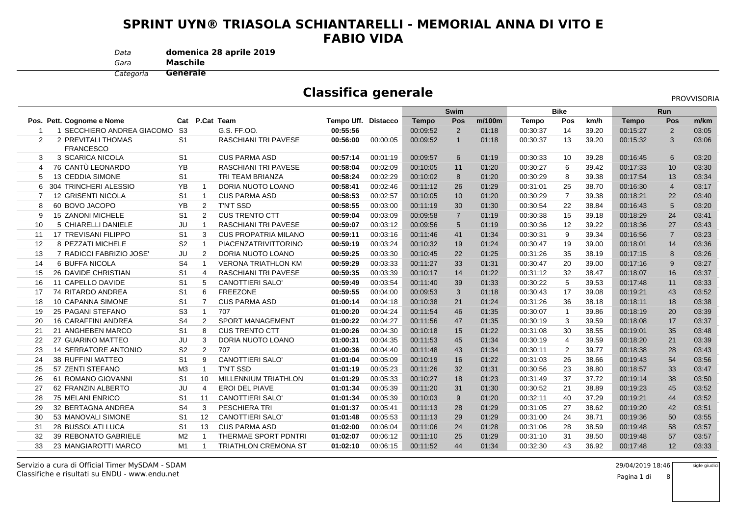# SPRINT UYN® TRIASOLA SCHIANTARELLI - MEMORIAL ANNA DI VITO E FABIO VIDA

*Data* **domenica 28 aprile 2019**
*Gara* **Maschile**
*Categoria* **Generale**

## Classifica generale

PROVVISORIA

| | | | | | | | | Swim | | | Bike | | | Run | | |
|---|---|---|---|---|---|---|---|---|---|---|---|---|---|---|---|---|
| Pos. | Pett. | Cognome e Nome | Cat | P.Cat | Team | Tempo Uff. | Distacco | Tempo | Pos | m/100m | Tempo | Pos | km/h | Tempo | Pos | m/km |
| 1 | 1 | SECCHIERO ANDREA GIACOMO | S3 | | G.S. FF.OO. | **00:55:56** | | 00:09:52 | 2 | 01:18 | 00:30:37 | 14 | 39.20 | 00:15:27 | 2 | 03:05 |
| 2 | 2 | PREVITALI THOMAS FRANCESCO | S1 | | RASCHIANI TRI PAVESE | **00:56:00** | 00:00:05 | 00:09:52 | 1 | 01:18 | 00:30:37 | 13 | 39.20 | 00:15:32 | 3 | 03:06 |
| 3 | 3 | SCARICA NICOLA | S1 | | CUS PARMA ASD | **00:57:14** | 00:01:19 | 00:09:57 | 6 | 01:19 | 00:30:33 | 10 | 39.28 | 00:16:45 | 6 | 03:20 |
| 4 | 76 | CANTÙ LEONARDO | YB | | RASCHIANI TRI PAVESE | **00:58:04** | 00:02:09 | 00:10:05 | 11 | 01:20 | 00:30:27 | 6 | 39.42 | 00:17:33 | 10 | 03:30 |
| 5 | 13 | CEDDIA SIMONE | S1 | | TRI TEAM BRIANZA | **00:58:24** | 00:02:29 | 00:10:02 | 8 | 01:20 | 00:30:29 | 8 | 39.38 | 00:17:54 | 13 | 03:34 |
| 6 | 304 | TRINCHERI ALESSIO | YB | 1 | DORIA NUOTO LOANO | **00:58:41** | 00:02:46 | 00:11:12 | 26 | 01:29 | 00:31:01 | 25 | 38.70 | 00:16:30 | 4 | 03:17 |
| 7 | 12 | GRISENTI NICOLA | S1 | 1 | CUS PARMA ASD | **00:58:53** | 00:02:57 | 00:10:05 | 10 | 01:20 | 00:30:29 | 7 | 39.38 | 00:18:21 | 22 | 03:40 |
| 8 | 60 | BOVO JACOPO | YB | 2 | T'N'T SSD | **00:58:55** | 00:03:00 | 00:11:19 | 30 | 01:30 | 00:30:54 | 22 | 38.84 | 00:16:43 | 5 | 03:20 |
| 9 | 15 | ZANONI MICHELE | S1 | 2 | CUS TRENTO CTT | **00:59:04** | 00:03:09 | 00:09:58 | 7 | 01:19 | 00:30:38 | 15 | 39.18 | 00:18:29 | 24 | 03:41 |
| 10 | 5 | CHIARELLI DANIELE | JU | 1 | RASCHIANI TRI PAVESE | **00:59:07** | 00:03:12 | 00:09:56 | 5 | 01:19 | 00:30:36 | 12 | 39.22 | 00:18:36 | 27 | 03:43 |
| 11 | 17 | TREVISANI FILIPPO | S1 | 3 | CUS PROPATRIA MILANO | **00:59:11** | 00:03:16 | 00:11:46 | 41 | 01:34 | 00:30:31 | 9 | 39.34 | 00:16:56 | 7 | 03:23 |
| 12 | 8 | PEZZATI MICHELE | S2 | 1 | PIACENZATRIVITTORINO | **00:59:19** | 00:03:24 | 00:10:32 | 19 | 01:24 | 00:30:47 | 19 | 39.00 | 00:18:01 | 14 | 03:36 |
| 13 | 7 | RADICCI FABRIZIO JOSE' | JU | 2 | DORIA NUOTO LOANO | **00:59:25** | 00:03:30 | 00:10:45 | 22 | 01:25 | 00:31:26 | 35 | 38.19 | 00:17:15 | 8 | 03:26 |
| 14 | 6 | BUFFA NICOLA | S4 | 1 | VERONA TRIATHLON KM | **00:59:29** | 00:03:33 | 00:11:27 | 33 | 01:31 | 00:30:47 | 20 | 39.00 | 00:17:16 | 9 | 03:27 |
| 15 | 26 | DAVIDE CHRISTIAN | S1 | 4 | RASCHIANI TRI PAVESE | **00:59:35** | 00:03:39 | 00:10:17 | 14 | 01:22 | 00:31:12 | 32 | 38.47 | 00:18:07 | 16 | 03:37 |
| 16 | 11 | CAPELLO DAVIDE | S1 | 5 | CANOTTIERI SALO' | **00:59:49** | 00:03:54 | 00:11:40 | 39 | 01:33 | 00:30:22 | 5 | 39.53 | 00:17:48 | 11 | 03:33 |
| 17 | 74 | RITARDO ANDREA | S1 | 6 | FREEZONE | **00:59:55** | 00:04:00 | 00:09:53 | 3 | 01:18 | 00:30:43 | 17 | 39.08 | 00:19:21 | 43 | 03:52 |
| 18 | 10 | CAPANNA SIMONE | S1 | 7 | CUS PARMA ASD | **01:00:14** | 00:04:18 | 00:10:38 | 21 | 01:24 | 00:31:26 | 36 | 38.18 | 00:18:11 | 18 | 03:38 |
| 19 | 25 | PAGANI STEFANO | S3 | 1 | 707 | **01:00:20** | 00:04:24 | 00:11:54 | 46 | 01:35 | 00:30:07 | 1 | 39.86 | 00:18:19 | 20 | 03:39 |
| 20 | 16 | CARAFFINI ANDREA | S4 | 2 | SPORT MANAGEMENT | **01:00:22** | 00:04:27 | 00:11:56 | 47 | 01:35 | 00:30:19 | 3 | 39.59 | 00:18:08 | 17 | 03:37 |
| 21 | 21 | ANGHEBEN MARCO | S1 | 8 | CUS TRENTO CTT | **01:00:26** | 00:04:30 | 00:10:18 | 15 | 01:22 | 00:31:08 | 30 | 38.55 | 00:19:01 | 35 | 03:48 |
| 22 | 27 | GUARINO MATTEO | JU | 3 | DORIA NUOTO LOANO | **01:00:31** | 00:04:35 | 00:11:53 | 45 | 01:34 | 00:30:19 | 4 | 39.59 | 00:18:20 | 21 | 03:39 |
| 23 | 14 | SERRATORE ANTONIO | S2 | 2 | 707 | **01:00:36** | 00:04:40 | 00:11:48 | 43 | 01:34 | 00:30:11 | 2 | 39.77 | 00:18:38 | 28 | 03:43 |
| 24 | 38 | RUFFINI MATTEO | S1 | 9 | CANOTTIERI SALO' | **01:01:04** | 00:05:09 | 00:10:19 | 16 | 01:22 | 00:31:03 | 26 | 38.66 | 00:19:43 | 54 | 03:56 |
| 25 | 57 | ZENTI STEFANO | M3 | 1 | T'N'T SSD | **01:01:19** | 00:05:23 | 00:11:26 | 32 | 01:31 | 00:30:56 | 23 | 38.80 | 00:18:57 | 33 | 03:47 |
| 26 | 61 | ROMANO GIOVANNI | S1 | 10 | MILLENNIUM TRIATHLON | **01:01:29** | 00:05:33 | 00:10:27 | 18 | 01:23 | 00:31:49 | 37 | 37.72 | 00:19:14 | 38 | 03:50 |
| 27 | 62 | FRANZIN ALBERTO | JU | 4 | EROI DEL PIAVE | **01:01:34** | 00:05:39 | 00:11:20 | 31 | 01:30 | 00:30:52 | 21 | 38.89 | 00:19:23 | 45 | 03:52 |
| 28 | 75 | MELANI ENRICO | S1 | 11 | CANOTTIERI SALO' | **01:01:34** | 00:05:39 | 00:10:03 | 9 | 01:20 | 00:32:11 | 40 | 37.29 | 00:19:21 | 44 | 03:52 |
| 29 | 32 | BERTAGNA ANDREA | S4 | 3 | PESCHIERA TRI | **01:01:37** | 00:05:41 | 00:11:13 | 28 | 01:29 | 00:31:05 | 27 | 38.62 | 00:19:20 | 42 | 03:51 |
| 30 | 53 | MANOVALI SIMONE | S1 | 12 | CANOTTIERI SALO' | **01:01:48** | 00:05:53 | 00:11:13 | 29 | 01:29 | 00:31:00 | 24 | 38.71 | 00:19:36 | 50 | 03:55 |
| 31 | 28 | BUSSOLATI LUCA | S1 | 13 | CUS PARMA ASD | **01:02:00** | 00:06:04 | 00:11:06 | 24 | 01:28 | 00:31:06 | 28 | 38.59 | 00:19:48 | 58 | 03:57 |
| 32 | 39 | REBONATO GABRIELE | M2 | 1 | THERMAE SPORT PDNTRI | **01:02:07** | 00:06:12 | 00:11:10 | 25 | 01:29 | 00:31:10 | 31 | 38.50 | 00:19:48 | 57 | 03:57 |
| 33 | 23 | MANGIAROTTI MARCO | M1 | 1 | TRIATHLON CREMONA ST | **01:02:10** | 00:06:15 | 00:11:52 | 44 | 01:34 | 00:32:30 | 43 | 36.92 | 00:17:48 | 12 | 03:33 |

Servizio a cura di Official Timer MySDAM - SDAM
Classifiche e risultati su ENDU - www.endu.net

29/04/2019 18:46

sigle giudici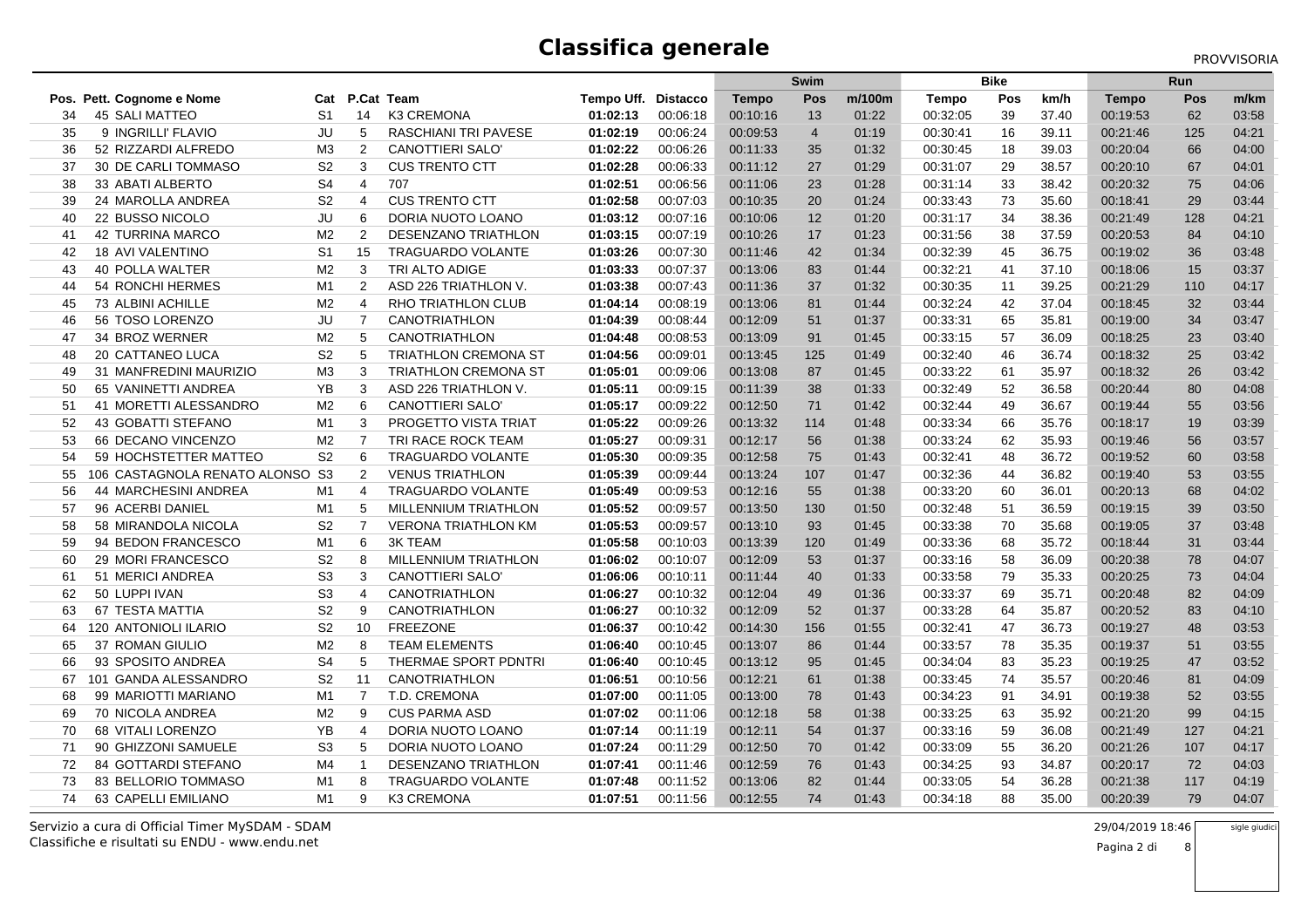# Classifica generale

PROVVISORIA

| Pos. | Pett. | Cognome e Nome | Cat | P.Cat | Team | Tempo Uff. | Distacco | Swim | | | Bike | | | Run | | |
|---|---|---|---|---|---|---|---|---|---|---|---|---|---|---|---|---|
| | | | | | | | | Tempo | Pos | m/100m | Tempo | Pos | km/h | Tempo | Pos | m/km |
| 34 | 45 | SALI MATTEO | S1 | 14 | K3 CREMONA | **01:02:13** | 00:06:18 | 00:10:16 | 13 | 01:22 | 00:32:05 | 39 | 37.40 | 00:19:53 | 62 | 03:58 |
| 35 | 9 | INGRILLI' FLAVIO | JU | 5 | RASCHIANI TRI PAVESE | **01:02:19** | 00:06:24 | 00:09:53 | 4 | 01:19 | 00:30:41 | 16 | 39.11 | 00:21:46 | 125 | 04:21 |
| 36 | 52 | RIZZARDI ALFREDO | M3 | 2 | CANOTTIERI SALO' | **01:02:22** | 00:06:26 | 00:11:33 | 35 | 01:32 | 00:30:45 | 18 | 39.03 | 00:20:04 | 66 | 04:00 |
| 37 | 30 | DE CARLI TOMMASO | S2 | 3 | CUS TRENTO CTT | **01:02:28** | 00:06:33 | 00:11:12 | 27 | 01:29 | 00:31:07 | 29 | 38.57 | 00:20:10 | 67 | 04:01 |
| 38 | 33 | ABATI ALBERTO | S4 | 4 | 707 | **01:02:51** | 00:06:56 | 00:11:06 | 23 | 01:28 | 00:31:14 | 33 | 38.42 | 00:20:32 | 75 | 04:06 |
| 39 | 24 | MAROLLA ANDREA | S2 | 4 | CUS TRENTO CTT | **01:02:58** | 00:07:03 | 00:10:35 | 20 | 01:24 | 00:33:43 | 73 | 35.60 | 00:18:41 | 29 | 03:44 |
| 40 | 22 | BUSSO NICOLO | JU | 6 | DORIA NUOTO LOANO | **01:03:12** | 00:07:16 | 00:10:06 | 12 | 01:20 | 00:31:17 | 34 | 38.36 | 00:21:49 | 128 | 04:21 |
| 41 | 42 | TURRINA MARCO | M2 | 2 | DESENZANO TRIATHLON | **01:03:15** | 00:07:19 | 00:10:26 | 17 | 01:23 | 00:31:56 | 38 | 37.59 | 00:20:53 | 84 | 04:10 |
| 42 | 18 | AVI VALENTINO | S1 | 15 | TRAGUARDO VOLANTE | **01:03:26** | 00:07:30 | 00:11:46 | 42 | 01:34 | 00:32:39 | 45 | 36.75 | 00:19:02 | 36 | 03:48 |
| 43 | 40 | POLLA WALTER | M2 | 3 | TRI ALTO ADIGE | **01:03:33** | 00:07:37 | 00:13:06 | 83 | 01:44 | 00:32:21 | 41 | 37.10 | 00:18:06 | 15 | 03:37 |
| 44 | 54 | RONCHI HERMES | M1 | 2 | ASD 226 TRIATHLON V. | **01:03:38** | 00:07:43 | 00:11:36 | 37 | 01:32 | 00:30:35 | 11 | 39.25 | 00:21:29 | 110 | 04:17 |
| 45 | 73 | ALBINI ACHILLE | M2 | 4 | RHO TRIATHLON CLUB | **01:04:14** | 00:08:19 | 00:13:06 | 81 | 01:44 | 00:32:24 | 42 | 37.04 | 00:18:45 | 32 | 03:44 |
| 46 | 56 | TOSO LORENZO | JU | 7 | CANOTRIATHLON | **01:04:39** | 00:08:44 | 00:12:09 | 51 | 01:37 | 00:33:31 | 65 | 35.81 | 00:19:00 | 34 | 03:47 |
| 47 | 34 | BROZ WERNER | M2 | 5 | CANOTRIATHLON | **01:04:48** | 00:08:53 | 00:13:09 | 91 | 01:45 | 00:33:15 | 57 | 36.09 | 00:18:25 | 23 | 03:40 |
| 48 | 20 | CATTANEO LUCA | S2 | 5 | TRIATHLON CREMONA ST | **01:04:56** | 00:09:01 | 00:13:45 | 125 | 01:49 | 00:32:40 | 46 | 36.74 | 00:18:32 | 25 | 03:42 |
| 49 | 31 | MANFREDINI MAURIZIO | M3 | 3 | TRIATHLON CREMONA ST | **01:05:01** | 00:09:06 | 00:13:08 | 87 | 01:45 | 00:33:22 | 61 | 35.97 | 00:18:32 | 26 | 03:42 |
| 50 | 65 | VANINETTI ANDREA | YB | 3 | ASD 226 TRIATHLON V. | **01:05:11** | 00:09:15 | 00:11:39 | 38 | 01:33 | 00:32:49 | 52 | 36.58 | 00:20:44 | 80 | 04:08 |
| 51 | 41 | MORETTI ALESSANDRO | M2 | 6 | CANOTTIERI SALO' | **01:05:17** | 00:09:22 | 00:12:50 | 71 | 01:42 | 00:32:44 | 49 | 36.67 | 00:19:44 | 55 | 03:56 |
| 52 | 43 | GOBATTI STEFANO | M1 | 3 | PROGETTO VISTA TRIAT | **01:05:22** | 00:09:26 | 00:13:32 | 114 | 01:48 | 00:33:34 | 66 | 35.76 | 00:18:17 | 19 | 03:39 |
| 53 | 66 | DECANO VINCENZO | M2 | 7 | TRI RACE ROCK TEAM | **01:05:27** | 00:09:31 | 00:12:17 | 56 | 01:38 | 00:33:24 | 62 | 35.93 | 00:19:46 | 56 | 03:57 |
| 54 | 59 | HOCHSTETTER MATTEO | S2 | 6 | TRAGUARDO VOLANTE | **01:05:30** | 00:09:35 | 00:12:58 | 75 | 01:43 | 00:32:41 | 48 | 36.72 | 00:19:52 | 60 | 03:58 |
| 55 | 106 | CASTAGNOLA RENATO ALONSO | S3 | 2 | VENUS TRIATHLON | **01:05:39** | 00:09:44 | 00:13:24 | 107 | 01:47 | 00:32:36 | 44 | 36.82 | 00:19:40 | 53 | 03:55 |
| 56 | 44 | MARCHESINI ANDREA | M1 | 4 | TRAGUARDO VOLANTE | **01:05:49** | 00:09:53 | 00:12:16 | 55 | 01:38 | 00:33:20 | 60 | 36.01 | 00:20:13 | 68 | 04:02 |
| 57 | 96 | ACERBI DANIEL | M1 | 5 | MILLENNIUM TRIATHLON | **01:05:52** | 00:09:57 | 00:13:50 | 130 | 01:50 | 00:32:48 | 51 | 36.59 | 00:19:15 | 39 | 03:50 |
| 58 | 58 | MIRANDOLA NICOLA | S2 | 7 | VERONA TRIATHLON KM | **01:05:53** | 00:09:57 | 00:13:10 | 93 | 01:45 | 00:33:38 | 70 | 35.68 | 00:19:05 | 37 | 03:48 |
| 59 | 94 | BEDON FRANCESCO | M1 | 6 | 3K TEAM | **01:05:58** | 00:10:03 | 00:13:39 | 120 | 01:49 | 00:33:36 | 68 | 35.72 | 00:18:44 | 31 | 03:44 |
| 60 | 29 | MORI FRANCESCO | S2 | 8 | MILLENNIUM TRIATHLON | **01:06:02** | 00:10:07 | 00:12:09 | 53 | 01:37 | 00:33:16 | 58 | 36.09 | 00:20:38 | 78 | 04:07 |
| 61 | 51 | MERICI ANDREA | S3 | 3 | CANOTTIERI SALO' | **01:06:06** | 00:10:11 | 00:11:44 | 40 | 01:33 | 00:33:58 | 79 | 35.33 | 00:20:25 | 73 | 04:04 |
| 62 | 50 | LUPPI IVAN | S3 | 4 | CANOTRIATHLON | **01:06:27** | 00:10:32 | 00:12:04 | 49 | 01:36 | 00:33:37 | 69 | 35.71 | 00:20:48 | 82 | 04:09 |
| 63 | 67 | TESTA MATTIA | S2 | 9 | CANOTRIATHLON | **01:06:27** | 00:10:32 | 00:12:09 | 52 | 01:37 | 00:33:28 | 64 | 35.87 | 00:20:52 | 83 | 04:10 |
| 64 | 120 | ANTONIOLI ILARIO | S2 | 10 | FREEZONE | **01:06:37** | 00:10:42 | 00:14:30 | 156 | 01:55 | 00:32:41 | 47 | 36.73 | 00:19:27 | 48 | 03:53 |
| 65 | 37 | ROMAN GIULIO | M2 | 8 | TEAM ELEMENTS | **01:06:40** | 00:10:45 | 00:13:07 | 86 | 01:44 | 00:33:57 | 78 | 35.35 | 00:19:37 | 51 | 03:55 |
| 66 | 93 | SPOSITO ANDREA | S4 | 5 | THERMAE SPORT PDNTRI | **01:06:40** | 00:10:45 | 00:13:12 | 95 | 01:45 | 00:34:04 | 83 | 35.23 | 00:19:25 | 47 | 03:52 |
| 67 | 101 | GANDA ALESSANDRO | S2 | 11 | CANOTRIATHLON | **01:06:51** | 00:10:56 | 00:12:21 | 61 | 01:38 | 00:33:45 | 74 | 35.57 | 00:20:46 | 81 | 04:09 |
| 68 | 99 | MARIOTTI MARIANO | M1 | 7 | T.D. CREMONA | **01:07:00** | 00:11:05 | 00:13:00 | 78 | 01:43 | 00:34:23 | 91 | 34.91 | 00:19:38 | 52 | 03:55 |
| 69 | 70 | NICOLA ANDREA | M2 | 9 | CUS PARMA ASD | **01:07:02** | 00:11:06 | 00:12:18 | 58 | 01:38 | 00:33:25 | 63 | 35.92 | 00:21:20 | 99 | 04:15 |
| 70 | 68 | VITALI LORENZO | YB | 4 | DORIA NUOTO LOANO | **01:07:14** | 00:11:19 | 00:12:11 | 54 | 01:37 | 00:33:16 | 59 | 36.08 | 00:21:49 | 127 | 04:21 |
| 71 | 90 | GHIZZONI SAMUELE | S3 | 5 | DORIA NUOTO LOANO | **01:07:24** | 00:11:29 | 00:12:50 | 70 | 01:42 | 00:33:09 | 55 | 36.20 | 00:21:26 | 107 | 04:17 |
| 72 | 84 | GOTTARDI STEFANO | M4 | 1 | DESENZANO TRIATHLON | **01:07:41** | 00:11:46 | 00:12:59 | 76 | 01:43 | 00:34:25 | 93 | 34.87 | 00:20:17 | 72 | 04:03 |
| 73 | 83 | BELLORIO TOMMASO | M1 | 8 | TRAGUARDO VOLANTE | **01:07:48** | 00:11:52 | 00:13:06 | 82 | 01:44 | 00:33:05 | 54 | 36.28 | 00:21:38 | 117 | 04:19 |
| 74 | 63 | CAPELLI EMILIANO | M1 | 9 | K3 CREMONA | **01:07:51** | 00:11:56 | 00:12:55 | 74 | 01:43 | 00:34:18 | 88 | 35.00 | 00:20:39 | 79 | 04:07 |

Servizio a cura di Official Timer MySDAM - SDAM
Classifiche e risultati su ENDU - www.endu.net

29/04/2019 18:46

sigle giudici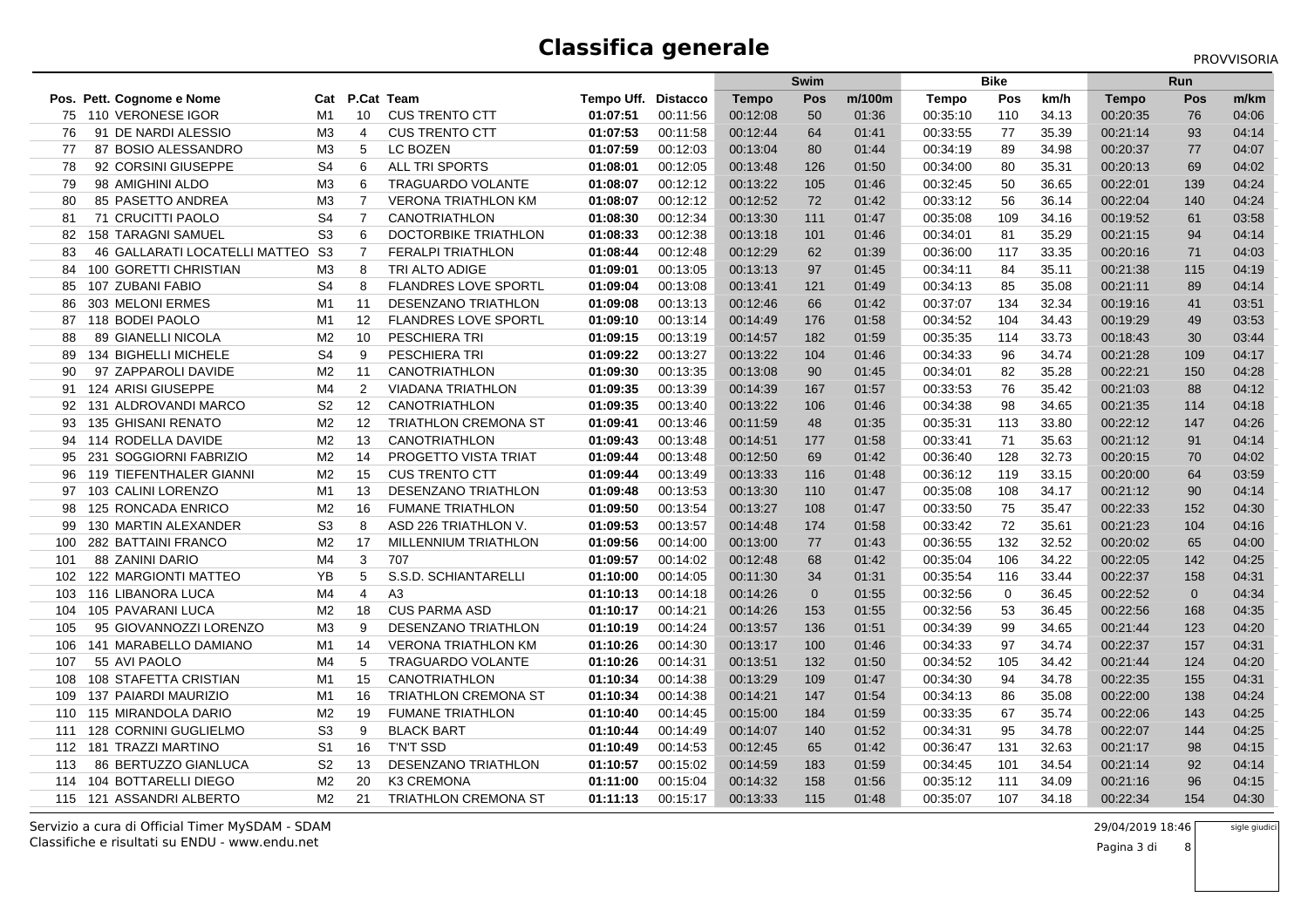# Classifica generale

PROVVISORIA

| Pos. | Pett. | Cognome e Nome | Cat | P.Cat | Team | Tempo Uff. | Distacco | Swim Tempo | Swim Pos | Swim m/100m | Bike Tempo | Bike Pos | Bike km/h | Run Tempo | Run Pos | Run m/km |
|---|---|---|---|---|---|---|---|---|---|---|---|---|---|---|---|---|
| 75 | 110 | VERONESE IGOR | M1 | 10 | CUS TRENTO CTT | **01:07:51** | 00:11:56 | 00:12:08 | 50 | 01:36 | 00:35:10 | 110 | 34.13 | 00:20:35 | 76 | 04:06 |
| 76 | 91 | DE NARDI ALESSIO | M3 | 4 | CUS TRENTO CTT | **01:07:53** | 00:11:58 | 00:12:44 | 64 | 01:41 | 00:33:55 | 77 | 35.39 | 00:21:14 | 93 | 04:14 |
| 77 | 87 | BOSIO ALESSANDRO | M3 | 5 | LC BOZEN | **01:07:59** | 00:12:03 | 00:13:04 | 80 | 01:44 | 00:34:19 | 89 | 34.98 | 00:20:37 | 77 | 04:07 |
| 78 | 92 | CORSINI GIUSEPPE | S4 | 6 | ALL TRI SPORTS | **01:08:01** | 00:12:05 | 00:13:48 | 126 | 01:50 | 00:34:00 | 80 | 35.31 | 00:20:13 | 69 | 04:02 |
| 79 | 98 | AMIGHINI ALDO | M3 | 6 | TRAGUARDO VOLANTE | **01:08:07** | 00:12:12 | 00:13:22 | 105 | 01:46 | 00:32:45 | 50 | 36.65 | 00:22:01 | 139 | 04:24 |
| 80 | 85 | PASETTO ANDREA | M3 | 7 | VERONA TRIATHLON KM | **01:08:07** | 00:12:12 | 00:12:52 | 72 | 01:42 | 00:33:12 | 56 | 36.14 | 00:22:04 | 140 | 04:24 |
| 81 | 71 | CRUCITTI PAOLO | S4 | 7 | CANOTRIATHLON | **01:08:30** | 00:12:34 | 00:13:30 | 111 | 01:47 | 00:35:08 | 109 | 34.16 | 00:19:52 | 61 | 03:58 |
| 82 | 158 | TARAGNI SAMUEL | S3 | 6 | DOCTORBIKE TRIATHLON | **01:08:33** | 00:12:38 | 00:13:18 | 101 | 01:46 | 00:34:01 | 81 | 35.29 | 00:21:15 | 94 | 04:14 |
| 83 | 46 | GALLARATI LOCATELLI MATTEO | S3 | 7 | FERALPI TRIATHLON | **01:08:44** | 00:12:48 | 00:12:29 | 62 | 01:39 | 00:36:00 | 117 | 33.35 | 00:20:16 | 71 | 04:03 |
| 84 | 100 | GORETTI CHRISTIAN | M3 | 8 | TRI ALTO ADIGE | **01:09:01** | 00:13:05 | 00:13:13 | 97 | 01:45 | 00:34:11 | 84 | 35.11 | 00:21:38 | 115 | 04:19 |
| 85 | 107 | ZUBANI FABIO | S4 | 8 | FLANDRES LOVE SPORTL | **01:09:04** | 00:13:08 | 00:13:41 | 121 | 01:49 | 00:34:13 | 85 | 35.08 | 00:21:11 | 89 | 04:14 |
| 86 | 303 | MELONI ERMES | M1 | 11 | DESENZANO TRIATHLON | **01:09:08** | 00:13:13 | 00:12:46 | 66 | 01:42 | 00:37:07 | 134 | 32.34 | 00:19:16 | 41 | 03:51 |
| 87 | 118 | BODEI PAOLO | M1 | 12 | FLANDRES LOVE SPORTL | **01:09:10** | 00:13:14 | 00:14:49 | 176 | 01:58 | 00:34:52 | 104 | 34.43 | 00:19:29 | 49 | 03:53 |
| 88 | 89 | GIANELLI NICOLA | M2 | 10 | PESCHIERA TRI | **01:09:15** | 00:13:19 | 00:14:57 | 182 | 01:59 | 00:35:35 | 114 | 33.73 | 00:18:43 | 30 | 03:44 |
| 89 | 134 | BIGHELLI MICHELE | S4 | 9 | PESCHIERA TRI | **01:09:22** | 00:13:27 | 00:13:22 | 104 | 01:46 | 00:34:33 | 96 | 34.74 | 00:21:28 | 109 | 04:17 |
| 90 | 97 | ZAPPAROLI DAVIDE | M2 | 11 | CANOTRIATHLON | **01:09:30** | 00:13:35 | 00:13:08 | 90 | 01:45 | 00:34:01 | 82 | 35.28 | 00:22:21 | 150 | 04:28 |
| 91 | 124 | ARISI GIUSEPPE | M4 | 2 | VIADANA TRIATHLON | **01:09:35** | 00:13:39 | 00:14:39 | 167 | 01:57 | 00:33:53 | 76 | 35.42 | 00:21:03 | 88 | 04:12 |
| 92 | 131 | ALDROVANDI MARCO | S2 | 12 | CANOTRIATHLON | **01:09:35** | 00:13:40 | 00:13:22 | 106 | 01:46 | 00:34:38 | 98 | 34.65 | 00:21:35 | 114 | 04:18 |
| 93 | 135 | GHISANI RENATO | M2 | 12 | TRIATHLON CREMONA ST | **01:09:41** | 00:13:46 | 00:11:59 | 48 | 01:35 | 00:35:31 | 113 | 33.80 | 00:22:12 | 147 | 04:26 |
| 94 | 114 | RODELLA DAVIDE | M2 | 13 | CANOTRIATHLON | **01:09:43** | 00:13:48 | 00:14:51 | 177 | 01:58 | 00:33:41 | 71 | 35.63 | 00:21:12 | 91 | 04:14 |
| 95 | 231 | SOGGIORNI FABRIZIO | M2 | 14 | PROGETTO VISTA TRIAT | **01:09:44** | 00:13:48 | 00:12:50 | 69 | 01:42 | 00:36:40 | 128 | 32.73 | 00:20:15 | 70 | 04:02 |
| 96 | 119 | TIEFENTHALER GIANNI | M2 | 15 | CUS TRENTO CTT | **01:09:44** | 00:13:49 | 00:13:33 | 116 | 01:48 | 00:36:12 | 119 | 33.15 | 00:20:00 | 64 | 03:59 |
| 97 | 103 | CALINI LORENZO | M1 | 13 | DESENZANO TRIATHLON | **01:09:48** | 00:13:53 | 00:13:30 | 110 | 01:47 | 00:35:08 | 108 | 34.17 | 00:21:12 | 90 | 04:14 |
| 98 | 125 | RONCADA ENRICO | M2 | 16 | FUMANE TRIATHLON | **01:09:50** | 00:13:54 | 00:13:27 | 108 | 01:47 | 00:33:50 | 75 | 35.47 | 00:22:33 | 152 | 04:30 |
| 99 | 130 | MARTIN ALEXANDER | S3 | 8 | ASD 226 TRIATHLON V. | **01:09:53** | 00:13:57 | 00:14:48 | 174 | 01:58 | 00:33:42 | 72 | 35.61 | 00:21:23 | 104 | 04:16 |
| 100 | 282 | BATTAINI FRANCO | M2 | 17 | MILLENNIUM TRIATHLON | **01:09:56** | 00:14:00 | 00:13:00 | 77 | 01:43 | 00:36:55 | 132 | 32.52 | 00:20:02 | 65 | 04:00 |
| 101 | 88 | ZANINI DARIO | M4 | 3 | 707 | **01:09:57** | 00:14:02 | 00:12:48 | 68 | 01:42 | 00:35:04 | 106 | 34.22 | 00:22:05 | 142 | 04:25 |
| 102 | 122 | MARGIONTI MATTEO | YB | 5 | S.S.D. SCHIANTARELLI | **01:10:00** | 00:14:05 | 00:11:30 | 34 | 01:31 | 00:35:54 | 116 | 33.44 | 00:22:37 | 158 | 04:31 |
| 103 | 116 | LIBANORA LUCA | M4 | 4 | A3 | **01:10:13** | 00:14:18 | 00:14:26 | 0 | 01:55 | 00:32:56 | 0 | 36.45 | 00:22:52 | 0 | 04:34 |
| 104 | 105 | PAVARANI LUCA | M2 | 18 | CUS PARMA ASD | **01:10:17** | 00:14:21 | 00:14:26 | 153 | 01:55 | 00:32:56 | 53 | 36.45 | 00:22:56 | 168 | 04:35 |
| 105 | 95 | GIOVANNOZZI LORENZO | M3 | 9 | DESENZANO TRIATHLON | **01:10:19** | 00:14:24 | 00:13:57 | 136 | 01:51 | 00:34:39 | 99 | 34.65 | 00:21:44 | 123 | 04:20 |
| 106 | 141 | MARABELLO DAMIANO | M1 | 14 | VERONA TRIATHLON KM | **01:10:26** | 00:14:30 | 00:13:17 | 100 | 01:46 | 00:34:33 | 97 | 34.74 | 00:22:37 | 157 | 04:31 |
| 107 | 55 | AVI PAOLO | M4 | 5 | TRAGUARDO VOLANTE | **01:10:26** | 00:14:31 | 00:13:51 | 132 | 01:50 | 00:34:52 | 105 | 34.42 | 00:21:44 | 124 | 04:20 |
| 108 | 108 | STAFETTA CRISTIAN | M1 | 15 | CANOTRIATHLON | **01:10:34** | 00:14:38 | 00:13:29 | 109 | 01:47 | 00:34:30 | 94 | 34.78 | 00:22:35 | 155 | 04:31 |
| 109 | 137 | PAIARDI MAURIZIO | M1 | 16 | TRIATHLON CREMONA ST | **01:10:34** | 00:14:38 | 00:14:21 | 147 | 01:54 | 00:34:13 | 86 | 35.08 | 00:22:00 | 138 | 04:24 |
| 110 | 115 | MIRANDOLA DARIO | M2 | 19 | FUMANE TRIATHLON | **01:10:40** | 00:14:45 | 00:15:00 | 184 | 01:59 | 00:33:35 | 67 | 35.74 | 00:22:06 | 143 | 04:25 |
| 111 | 128 | CORNINI GUGLIELMO | S3 | 9 | BLACK BART | **01:10:44** | 00:14:49 | 00:14:07 | 140 | 01:52 | 00:34:31 | 95 | 34.78 | 00:22:07 | 144 | 04:25 |
| 112 | 181 | TRAZZI MARTINO | S1 | 16 | T'N'T SSD | **01:10:49** | 00:14:53 | 00:12:45 | 65 | 01:42 | 00:36:47 | 131 | 32.63 | 00:21:17 | 98 | 04:15 |
| 113 | 86 | BERTUZZO GIANLUCA | S2 | 13 | DESENZANO TRIATHLON | **01:10:57** | 00:15:02 | 00:14:59 | 183 | 01:59 | 00:34:45 | 101 | 34.54 | 00:21:14 | 92 | 04:14 |
| 114 | 104 | BOTTARELLI DIEGO | M2 | 20 | K3 CREMONA | **01:11:00** | 00:15:04 | 00:14:32 | 158 | 01:56 | 00:35:12 | 111 | 34.09 | 00:21:16 | 96 | 04:15 |
| 115 | 121 | ASSANDRI ALBERTO | M2 | 21 | TRIATHLON CREMONA ST | **01:11:13** | 00:15:17 | 00:13:33 | 115 | 01:48 | 00:35:07 | 107 | 34.18 | 00:22:34 | 154 | 04:30 |

Servizio a cura di Official Timer MySDAM - SDAM
Classifiche e risultati su ENDU - www.endu.net

29/04/2019 18:46

sigle giudici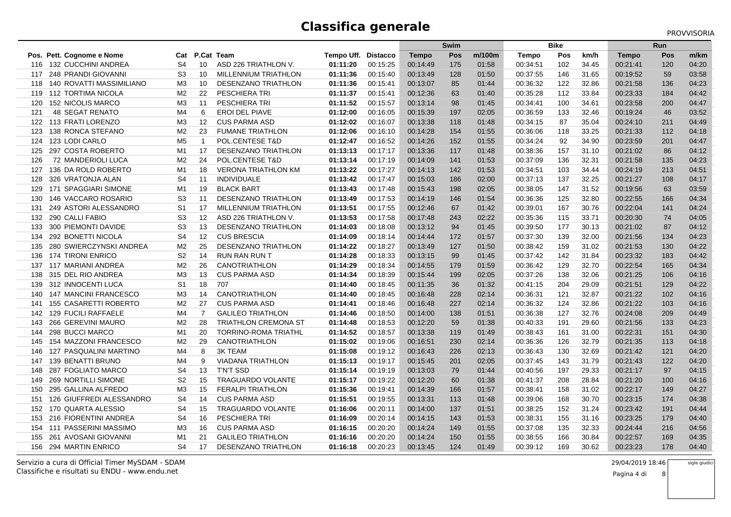# Classifica generale

PROVVISORIA

| Pos. | Pett. | Cognome e Nome | Cat | P.Cat | Team | Tempo Uff. | Distacco | Swim | | | Bike | | | Run | | |
|---|---|---|---|---|---|---|---|---|---|---|---|---|---|---|---|---|
| | | | | | | | | Tempo | Pos | m/100m | Tempo | Pos | km/h | Tempo | Pos | m/km |
| 116 | 132 | CUCCHINI ANDREA | S4 | 10 | ASD 226 TRIATHLON V. | **01:11:20** | 00:15:25 | 00:14:49 | 175 | 01:58 | 00:34:51 | 102 | 34.45 | 00:21:41 | 120 | 04:20 |
| 117 | 248 | PRANDI GIOVANNI | S3 | 10 | MILLENNIUM TRIATHLON | **01:11:36** | 00:15:40 | 00:13:49 | 128 | 01:50 | 00:37:55 | 146 | 31.65 | 00:19:52 | 59 | 03:58 |
| 118 | 140 | ROVATTI MASSIMILIANO | M3 | 10 | DESENZANO TRIATHLON | **01:11:36** | 00:15:41 | 00:13:07 | 85 | 01:44 | 00:36:32 | 122 | 32.86 | 00:21:58 | 136 | 04:23 |
| 119 | 112 | TORTIMA NICOLA | M2 | 22 | PESCHIERA TRI | **01:11:37** | 00:15:41 | 00:12:36 | 63 | 01:40 | 00:35:28 | 112 | 33.84 | 00:23:33 | 184 | 04:42 |
| 120 | 152 | NICOLIS MARCO | M3 | 11 | PESCHIERA TRI | **01:11:52** | 00:15:57 | 00:13:14 | 98 | 01:45 | 00:34:41 | 100 | 34.61 | 00:23:58 | 200 | 04:47 |
| 121 | 48 | SEGAT RENATO | M4 | 6 | EROI DEL PIAVE | **01:12:00** | 00:16:05 | 00:15:39 | 197 | 02:05 | 00:36:59 | 133 | 32.46 | 00:19:24 | 46 | 03:52 |
| 122 | 113 | FRATI LORENZO | M3 | 12 | CUS PARMA ASD | **01:12:02** | 00:16:07 | 00:13:38 | 118 | 01:48 | 00:34:15 | 87 | 35.04 | 00:24:10 | 211 | 04:49 |
| 123 | 138 | RONCA STEFANO | M2 | 23 | FUMANE TRIATHLON | **01:12:06** | 00:16:10 | 00:14:28 | 154 | 01:55 | 00:36:06 | 118 | 33.25 | 00:21:33 | 112 | 04:18 |
| 124 | 123 | LODI CARLO | M5 | 1 | POL.CENTESE T&D | **01:12:47** | 00:16:52 | 00:14:26 | 152 | 01:55 | 00:34:24 | 92 | 34.90 | 00:23:59 | 201 | 04:47 |
| 125 | 297 | COSTA ROBERTO | M1 | 17 | DESENZANO TRIATHLON | **01:13:13** | 00:17:17 | 00:13:36 | 117 | 01:48 | 00:38:36 | 157 | 31.10 | 00:21:02 | 86 | 04:12 |
| 126 | 72 | MANDERIOLI LUCA | M2 | 24 | POL.CENTESE T&D | **01:13:14** | 00:17:19 | 00:14:09 | 141 | 01:53 | 00:37:09 | 136 | 32.31 | 00:21:58 | 135 | 04:23 |
| 127 | 136 | DA ROLD ROBERTO | M1 | 18 | VERONA TRIATHLON KM | **01:13:22** | 00:17:27 | 00:14:13 | 142 | 01:53 | 00:34:51 | 103 | 34.44 | 00:24:19 | 213 | 04:51 |
| 128 | 326 | VRATONJA ALAN | S4 | 11 | INDIVIDUALE | **01:13:42** | 00:17:47 | 00:15:03 | 186 | 02:00 | 00:37:13 | 137 | 32.25 | 00:21:27 | 108 | 04:17 |
| 129 | 171 | SPAGGIARI SIMONE | M1 | 19 | BLACK BART | **01:13:43** | 00:17:48 | 00:15:43 | 198 | 02:05 | 00:38:05 | 147 | 31.52 | 00:19:56 | 63 | 03:59 |
| 130 | 146 | VACCARO ROSARIO | S3 | 11 | DESENZANO TRIATHLON | **01:13:49** | 00:17:53 | 00:14:19 | 146 | 01:54 | 00:36:36 | 125 | 32.80 | 00:22:55 | 166 | 04:34 |
| 131 | 249 | ASTORI ALESSANDRO | S1 | 17 | MILLENNIUM TRIATHLON | **01:13:51** | 00:17:55 | 00:12:46 | 67 | 01:42 | 00:39:01 | 167 | 30.76 | 00:22:04 | 141 | 04:24 |
| 132 | 290 | CALLI FABIO | S3 | 12 | ASD 226 TRIATHLON V. | **01:13:53** | 00:17:58 | 00:17:48 | 243 | 02:22 | 00:35:36 | 115 | 33.71 | 00:20:30 | 74 | 04:05 |
| 133 | 300 | PIEMONTI DAVIDE | S3 | 13 | DESENZANO TRIATHLON | **01:14:03** | 00:18:08 | 00:13:12 | 94 | 01:45 | 00:39:50 | 177 | 30.13 | 00:21:02 | 87 | 04:12 |
| 134 | 292 | BONETTI NICOLA | S4 | 12 | CUS BRESCIA | **01:14:09** | 00:18:14 | 00:14:44 | 172 | 01:57 | 00:37:30 | 139 | 32.00 | 00:21:56 | 134 | 04:23 |
| 135 | 280 | SWIERCZYNSKI ANDREA | M2 | 25 | DESENZANO TRIATHLON | **01:14:22** | 00:18:27 | 00:13:49 | 127 | 01:50 | 00:38:42 | 159 | 31.02 | 00:21:53 | 130 | 04:22 |
| 136 | 174 | TIRONI ENRICO | S2 | 14 | RUN RAN RUN T | **01:14:28** | 00:18:33 | 00:13:15 | 99 | 01:45 | 00:37:42 | 142 | 31.84 | 00:23:32 | 183 | 04:42 |
| 137 | 117 | MARIANI ANDREA | M2 | 26 | CANOTRIATHLON | **01:14:29** | 00:18:34 | 00:14:55 | 179 | 01:59 | 00:36:42 | 129 | 32.70 | 00:22:54 | 165 | 04:34 |
| 138 | 315 | DEL RIO ANDREA | M3 | 13 | CUS PARMA ASD | **01:14:34** | 00:18:39 | 00:15:44 | 199 | 02:05 | 00:37:26 | 138 | 32.06 | 00:21:25 | 106 | 04:16 |
| 139 | 312 | INNOCENTI LUCA | S1 | 18 | 707 | **01:14:40** | 00:18:45 | 00:11:35 | 36 | 01:32 | 00:41:15 | 204 | 29.09 | 00:21:51 | 129 | 04:22 |
| 140 | 147 | MANCINI FRANCESCO | M3 | 14 | CANOTRIATHLON | **01:14:40** | 00:18:45 | 00:16:48 | 228 | 02:14 | 00:36:31 | 121 | 32.87 | 00:21:22 | 102 | 04:16 |
| 141 | 155 | CASARETTI ROBERTO | M2 | 27 | CUS PARMA ASD | **01:14:41** | 00:18:46 | 00:16:48 | 227 | 02:14 | 00:36:32 | 124 | 32.86 | 00:21:22 | 103 | 04:16 |
| 142 | 129 | FUCILI RAFFAELE | M4 | 7 | GALILEO TRIATHLON | **01:14:46** | 00:18:50 | 00:14:00 | 138 | 01:51 | 00:36:38 | 127 | 32.76 | 00:24:08 | 209 | 04:49 |
| 143 | 266 | GEREVINI MAURO | M2 | 28 | TRIATHLON CREMONA ST | **01:14:48** | 00:18:53 | 00:12:20 | 59 | 01:38 | 00:40:33 | 191 | 29.60 | 00:21:56 | 133 | 04:23 |
| 144 | 298 | BUCCI MARCO | M1 | 20 | TORRINO-ROMA TRIATHL | **01:14:52** | 00:18:57 | 00:13:38 | 119 | 01:49 | 00:38:43 | 161 | 31.00 | 00:22:31 | 151 | 04:30 |
| 145 | 154 | MAZZONI FRANCESCO | M2 | 29 | CANOTRIATHLON | **01:15:02** | 00:19:06 | 00:16:51 | 230 | 02:14 | 00:36:36 | 126 | 32.79 | 00:21:35 | 113 | 04:18 |
| 146 | 127 | PASQUALINI MARTINO | M4 | 8 | 3K TEAM | **01:15:08** | 00:19:12 | 00:16:43 | 226 | 02:13 | 00:36:43 | 130 | 32.69 | 00:21:42 | 121 | 04:20 |
| 147 | 139 | BENATTI BRUNO | M4 | 9 | VIADANA TRIATHLON | **01:15:13** | 00:19:17 | 00:15:45 | 201 | 02:05 | 00:37:45 | 143 | 31.79 | 00:21:43 | 122 | 04:20 |
| 148 | 287 | FOGLIATO MARCO | S4 | 13 | T'N'T SSD | **01:15:14** | 00:19:19 | 00:13:03 | 79 | 01:44 | 00:40:56 | 197 | 29.33 | 00:21:17 | 97 | 04:15 |
| 149 | 269 | NORTILLI SIMONE | S2 | 15 | TRAGUARDO VOLANTE | **01:15:17** | 00:19:22 | 00:12:20 | 60 | 01:38 | 00:41:37 | 208 | 28.84 | 00:21:20 | 100 | 04:16 |
| 150 | 295 | GALLINA ALFREDO | M3 | 15 | FERALPI TRIATHLON | **01:15:36** | 00:19:41 | 00:14:39 | 166 | 01:57 | 00:38:41 | 158 | 31.02 | 00:22:17 | 149 | 04:27 |
| 151 | 126 | GIUFFREDI ALESSANDRO | S4 | 14 | CUS PARMA ASD | **01:15:51** | 00:19:55 | 00:13:31 | 113 | 01:48 | 00:39:06 | 168 | 30.70 | 00:23:15 | 174 | 04:38 |
| 152 | 170 | QUARTA ALESSIO | S4 | 15 | TRAGUARDO VOLANTE | **01:16:06** | 00:20:11 | 00:14:00 | 137 | 01:51 | 00:38:25 | 152 | 31.24 | 00:23:42 | 191 | 04:44 |
| 153 | 216 | FIORENTINI ANDREA | S4 | 16 | PESCHIERA TRI | **01:16:09** | 00:20:14 | 00:14:15 | 143 | 01:53 | 00:38:31 | 155 | 31.16 | 00:23:25 | 179 | 04:40 |
| 154 | 111 | PASSERINI MASSIMO | M3 | 16 | CUS PARMA ASD | **01:16:15** | 00:20:20 | 00:14:24 | 149 | 01:55 | 00:37:08 | 135 | 32.33 | 00:24:44 | 216 | 04:56 |
| 155 | 261 | AVOSANI GIOVANNI | M1 | 21 | GALILEO TRIATHLON | **01:16:16** | 00:20:20 | 00:14:24 | 150 | 01:55 | 00:38:55 | 166 | 30.84 | 00:22:57 | 169 | 04:35 |
| 156 | 294 | MARTIN ENRICO | S4 | 17 | DESENZANO TRIATHLON | **01:16:18** | 00:20:23 | 00:13:45 | 124 | 01:49 | 00:39:12 | 169 | 30.62 | 00:23:23 | 178 | 04:40 |

Servizio a cura di Official Timer MySDAM - SDAM
Classifiche e risultati su ENDU - www.endu.net

29/04/2019 18:46

sigle giudici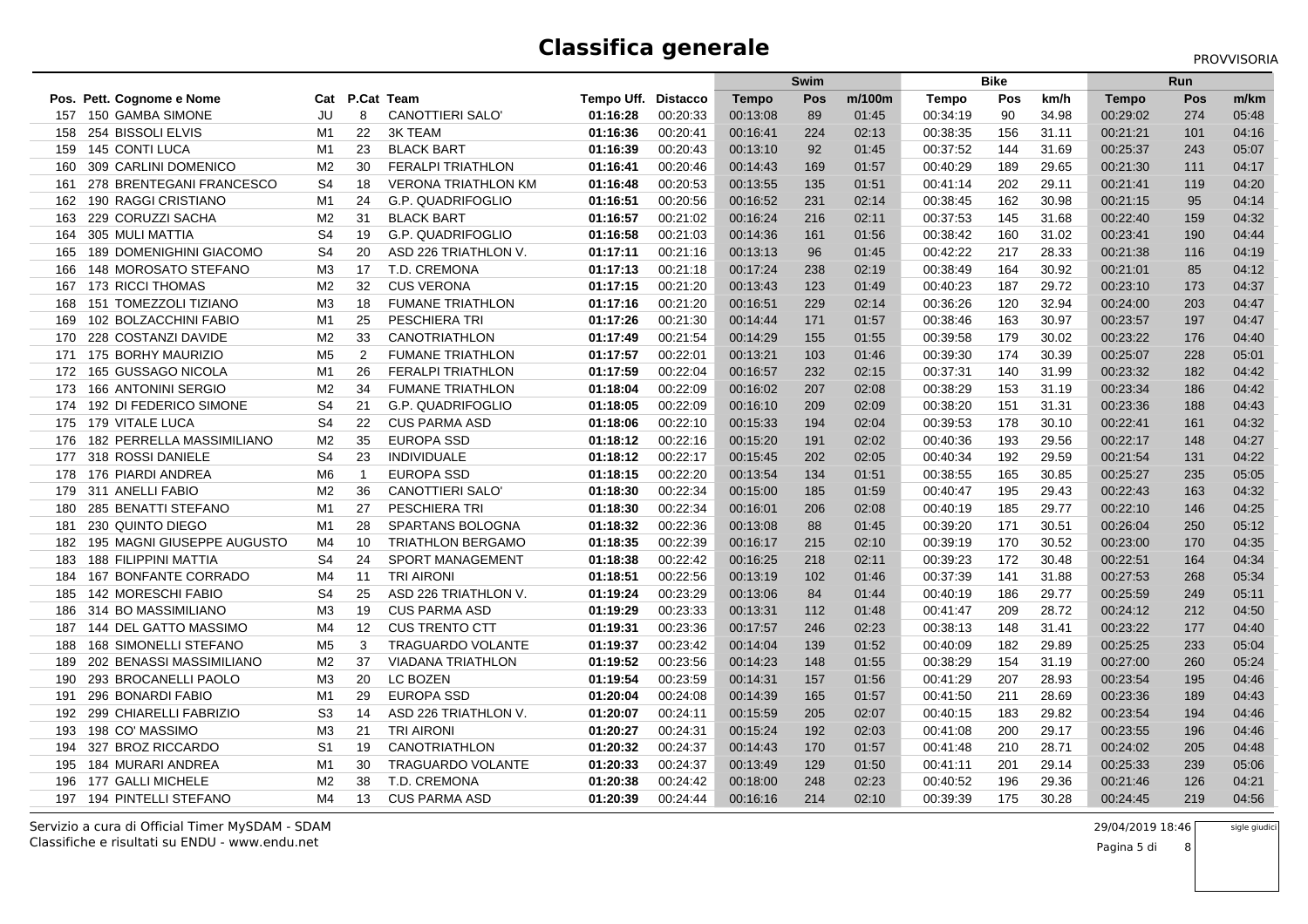# Classifica generale

PROVVISORIA

| Pos. | Pett. | Cognome e Nome | Cat | P.Cat | Team | Tempo Uff. | Distacco | Swim Tempo | Swim Pos | Swim m/100m | Bike Tempo | Bike Pos | Bike km/h | Run Tempo | Run Pos | Run m/km |
|---|---|---|---|---|---|---|---|---|---|---|---|---|---|---|---|---|
| 157 | 150 | GAMBA SIMONE | JU | 8 | CANOTTIERI SALO' | **01:16:28** | 00:20:33 | 00:13:08 | 89 | 01:45 | 00:34:19 | 90 | 34.98 | 00:29:02 | 274 | 05:48 |
| 158 | 254 | BISSOLI ELVIS | M1 | 22 | 3K TEAM | **01:16:36** | 00:20:41 | 00:16:41 | 224 | 02:13 | 00:38:35 | 156 | 31.11 | 00:21:21 | 101 | 04:16 |
| 159 | 145 | CONTI LUCA | M1 | 23 | BLACK BART | **01:16:39** | 00:20:43 | 00:13:10 | 92 | 01:45 | 00:37:52 | 144 | 31.69 | 00:25:37 | 243 | 05:07 |
| 160 | 309 | CARLINI DOMENICO | M2 | 30 | FERALPI TRIATHLON | **01:16:41** | 00:20:46 | 00:14:43 | 169 | 01:57 | 00:40:29 | 189 | 29.65 | 00:21:30 | 111 | 04:17 |
| 161 | 278 | BRENTEGANI FRANCESCO | S4 | 18 | VERONA TRIATHLON KM | **01:16:48** | 00:20:53 | 00:13:55 | 135 | 01:51 | 00:41:14 | 202 | 29.11 | 00:21:41 | 119 | 04:20 |
| 162 | 190 | RAGGI CRISTIANO | M1 | 24 | G.P. QUADRIFOGLIO | **01:16:51** | 00:20:56 | 00:16:52 | 231 | 02:14 | 00:38:45 | 162 | 30.98 | 00:21:15 | 95 | 04:14 |
| 163 | 229 | CORUZZI SACHA | M2 | 31 | BLACK BART | **01:16:57** | 00:21:02 | 00:16:24 | 216 | 02:11 | 00:37:53 | 145 | 31.68 | 00:22:40 | 159 | 04:32 |
| 164 | 305 | MULI MATTIA | S4 | 19 | G.P. QUADRIFOGLIO | **01:16:58** | 00:21:03 | 00:14:36 | 161 | 01:56 | 00:38:42 | 160 | 31.02 | 00:23:41 | 190 | 04:44 |
| 165 | 189 | DOMENIGHINI GIACOMO | S4 | 20 | ASD 226 TRIATHLON V. | **01:17:11** | 00:21:16 | 00:13:13 | 96 | 01:45 | 00:42:22 | 217 | 28.33 | 00:21:38 | 116 | 04:19 |
| 166 | 148 | MOROSATO STEFANO | M3 | 17 | T.D. CREMONA | **01:17:13** | 00:21:18 | 00:17:24 | 238 | 02:19 | 00:38:49 | 164 | 30.92 | 00:21:01 | 85 | 04:12 |
| 167 | 173 | RICCI THOMAS | M2 | 32 | CUS VERONA | **01:17:15** | 00:21:20 | 00:13:43 | 123 | 01:49 | 00:40:23 | 187 | 29.72 | 00:23:10 | 173 | 04:37 |
| 168 | 151 | TOMEZZOLI TIZIANO | M3 | 18 | FUMANE TRIATHLON | **01:17:16** | 00:21:20 | 00:16:51 | 229 | 02:14 | 00:36:26 | 120 | 32.94 | 00:24:00 | 203 | 04:47 |
| 169 | 102 | BOLZACCHINI FABIO | M1 | 25 | PESCHIERA TRI | **01:17:26** | 00:21:30 | 00:14:44 | 171 | 01:57 | 00:38:46 | 163 | 30.97 | 00:23:57 | 197 | 04:47 |
| 170 | 228 | COSTANZI DAVIDE | M2 | 33 | CANOTRIATHLON | **01:17:49** | 00:21:54 | 00:14:29 | 155 | 01:55 | 00:39:58 | 179 | 30.02 | 00:23:22 | 176 | 04:40 |
| 171 | 175 | BORHY MAURIZIO | M5 | 2 | FUMANE TRIATHLON | **01:17:57** | 00:22:01 | 00:13:21 | 103 | 01:46 | 00:39:30 | 174 | 30.39 | 00:25:07 | 228 | 05:01 |
| 172 | 165 | GUSSAGO NICOLA | M1 | 26 | FERALPI TRIATHLON | **01:17:59** | 00:22:04 | 00:16:57 | 232 | 02:15 | 00:37:31 | 140 | 31.99 | 00:23:32 | 182 | 04:42 |
| 173 | 166 | ANTONINI SERGIO | M2 | 34 | FUMANE TRIATHLON | **01:18:04** | 00:22:09 | 00:16:02 | 207 | 02:08 | 00:38:29 | 153 | 31.19 | 00:23:34 | 186 | 04:42 |
| 174 | 192 | DI FEDERICO SIMONE | S4 | 21 | G.P. QUADRIFOGLIO | **01:18:05** | 00:22:09 | 00:16:10 | 209 | 02:09 | 00:38:20 | 151 | 31.31 | 00:23:36 | 188 | 04:43 |
| 175 | 179 | VITALE LUCA | S4 | 22 | CUS PARMA ASD | **01:18:06** | 00:22:10 | 00:15:33 | 194 | 02:04 | 00:39:53 | 178 | 30.10 | 00:22:41 | 161 | 04:32 |
| 176 | 182 | PERRELLA MASSIMILIANO | M2 | 35 | EUROPA SSD | **01:18:12** | 00:22:16 | 00:15:20 | 191 | 02:02 | 00:40:36 | 193 | 29.56 | 00:22:17 | 148 | 04:27 |
| 177 | 318 | ROSSI DANIELE | S4 | 23 | INDIVIDUALE | **01:18:12** | 00:22:17 | 00:15:45 | 202 | 02:05 | 00:40:34 | 192 | 29.59 | 00:21:54 | 131 | 04:22 |
| 178 | 176 | PIARDI ANDREA | M6 | 1 | EUROPA SSD | **01:18:15** | 00:22:20 | 00:13:54 | 134 | 01:51 | 00:38:55 | 165 | 30.85 | 00:25:27 | 235 | 05:05 |
| 179 | 311 | ANELLI FABIO | M2 | 36 | CANOTTIERI SALO' | **01:18:30** | 00:22:34 | 00:15:00 | 185 | 01:59 | 00:40:47 | 195 | 29.43 | 00:22:43 | 163 | 04:32 |
| 180 | 285 | BENATTI STEFANO | M1 | 27 | PESCHIERA TRI | **01:18:30** | 00:22:34 | 00:16:01 | 206 | 02:08 | 00:40:19 | 185 | 29.77 | 00:22:10 | 146 | 04:25 |
| 181 | 230 | QUINTO DIEGO | M1 | 28 | SPARTANS BOLOGNA | **01:18:32** | 00:22:36 | 00:13:08 | 88 | 01:45 | 00:39:20 | 171 | 30.51 | 00:26:04 | 250 | 05:12 |
| 182 | 195 | MAGNI GIUSEPPE AUGUSTO | M4 | 10 | TRIATHLON BERGAMO | **01:18:35** | 00:22:39 | 00:16:17 | 215 | 02:10 | 00:39:19 | 170 | 30.52 | 00:23:00 | 170 | 04:35 |
| 183 | 188 | FILIPPINI MATTIA | S4 | 24 | SPORT MANAGEMENT | **01:18:38** | 00:22:42 | 00:16:25 | 218 | 02:11 | 00:39:23 | 172 | 30.48 | 00:22:51 | 164 | 04:34 |
| 184 | 167 | BONFANTE CORRADO | M4 | 11 | TRI AIRONI | **01:18:51** | 00:22:56 | 00:13:19 | 102 | 01:46 | 00:37:39 | 141 | 31.88 | 00:27:53 | 268 | 05:34 |
| 185 | 142 | MORESCHI FABIO | S4 | 25 | ASD 226 TRIATHLON V. | **01:19:24** | 00:23:29 | 00:13:06 | 84 | 01:44 | 00:40:19 | 186 | 29.77 | 00:25:59 | 249 | 05:11 |
| 186 | 314 | BO MASSIMILIANO | M3 | 19 | CUS PARMA ASD | **01:19:29** | 00:23:33 | 00:13:31 | 112 | 01:48 | 00:41:47 | 209 | 28.72 | 00:24:12 | 212 | 04:50 |
| 187 | 144 | DEL GATTO MASSIMO | M4 | 12 | CUS TRENTO CTT | **01:19:31** | 00:23:36 | 00:17:57 | 246 | 02:23 | 00:38:13 | 148 | 31.41 | 00:23:22 | 177 | 04:40 |
| 188 | 168 | SIMONELLI STEFANO | M5 | 3 | TRAGUARDO VOLANTE | **01:19:37** | 00:23:42 | 00:14:04 | 139 | 01:52 | 00:40:09 | 182 | 29.89 | 00:25:25 | 233 | 05:04 |
| 189 | 202 | BENASSI MASSIMILIANO | M2 | 37 | VIADANA TRIATHLON | **01:19:52** | 00:23:56 | 00:14:23 | 148 | 01:55 | 00:38:29 | 154 | 31.19 | 00:27:00 | 260 | 05:24 |
| 190 | 293 | BROCANELLI PAOLO | M3 | 20 | LC BOZEN | **01:19:54** | 00:23:59 | 00:14:31 | 157 | 01:56 | 00:41:29 | 207 | 28.93 | 00:23:54 | 195 | 04:46 |
| 191 | 296 | BONARDI FABIO | M1 | 29 | EUROPA SSD | **01:20:04** | 00:24:08 | 00:14:39 | 165 | 01:57 | 00:41:50 | 211 | 28.69 | 00:23:36 | 189 | 04:43 |
| 192 | 299 | CHIARELLI FABRIZIO | S3 | 14 | ASD 226 TRIATHLON V. | **01:20:07** | 00:24:11 | 00:15:59 | 205 | 02:07 | 00:40:15 | 183 | 29.82 | 00:23:54 | 194 | 04:46 |
| 193 | 198 | CO' MASSIMO | M3 | 21 | TRI AIRONI | **01:20:27** | 00:24:31 | 00:15:24 | 192 | 02:03 | 00:41:08 | 200 | 29.17 | 00:23:55 | 196 | 04:46 |
| 194 | 327 | BROZ RICCARDO | S1 | 19 | CANOTRIATHLON | **01:20:32** | 00:24:37 | 00:14:43 | 170 | 01:57 | 00:41:48 | 210 | 28.71 | 00:24:02 | 205 | 04:48 |
| 195 | 184 | MURARI ANDREA | M1 | 30 | TRAGUARDO VOLANTE | **01:20:33** | 00:24:37 | 00:13:49 | 129 | 01:50 | 00:41:11 | 201 | 29.14 | 00:25:33 | 239 | 05:06 |
| 196 | 177 | GALLI MICHELE | M2 | 38 | T.D. CREMONA | **01:20:38** | 00:24:42 | 00:18:00 | 248 | 02:23 | 00:40:52 | 196 | 29.36 | 00:21:46 | 126 | 04:21 |
| 197 | 194 | PINTELLI STEFANO | M4 | 13 | CUS PARMA ASD | **01:20:39** | 00:24:44 | 00:16:16 | 214 | 02:10 | 00:39:39 | 175 | 30.28 | 00:24:45 | 219 | 04:56 |

Servizio a cura di Official Timer MySDAM - SDAM
Classifiche e risultati su ENDU - www.endu.net

29/04/2019 18:46

sigle giudici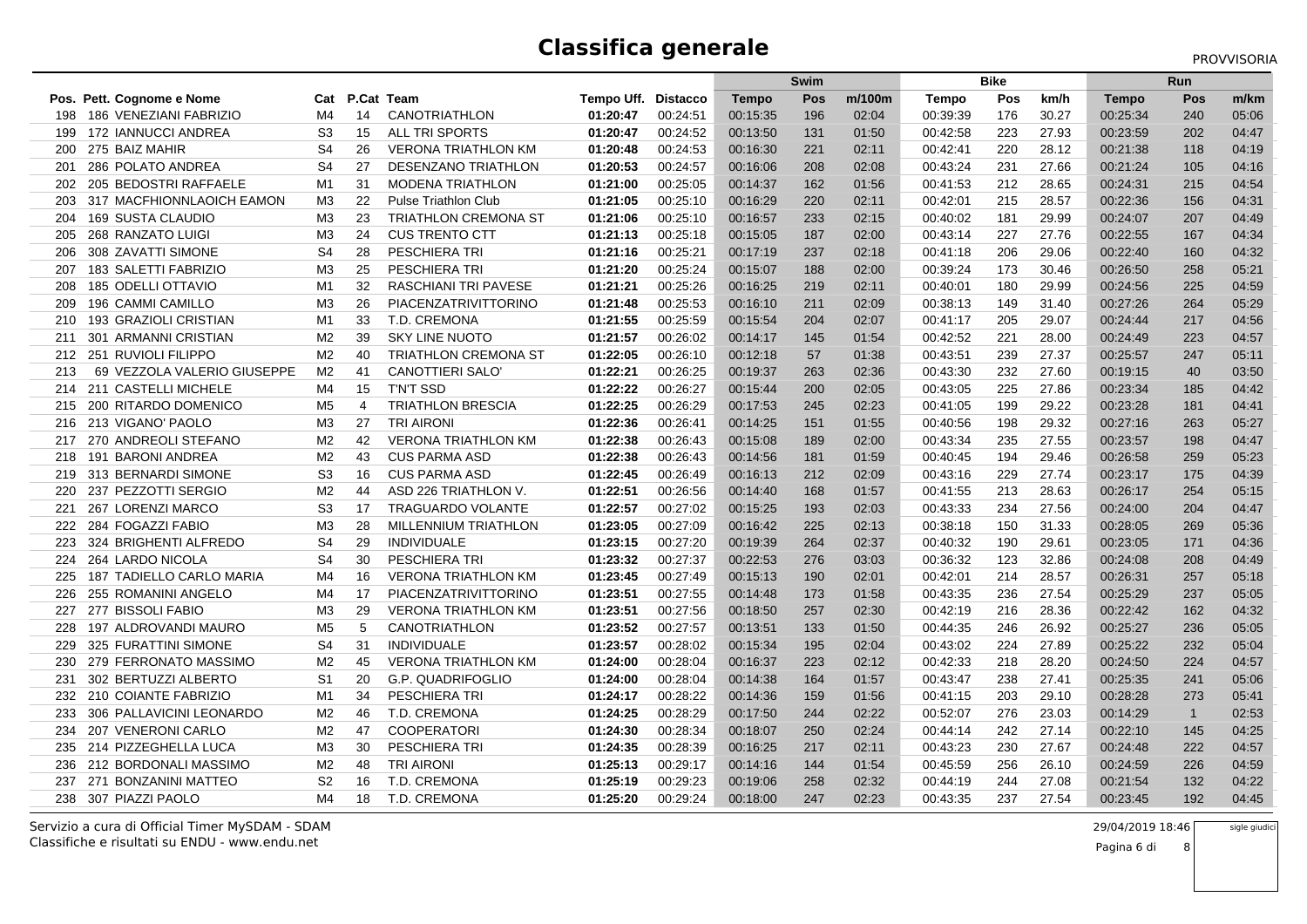# Classifica generale

PROVVISORIA

| | | | | | | | Swim | | | Bike | | | Run | | |
|---|---|---|---|---|---|---|---|---|---|---|---|---|---|---|---|
| Pos. | Pett. Cognome e Nome | Cat | P.Cat | Team | Tempo Uff. | Distacco | Tempo | Pos | m/100m | Tempo | Pos | km/h | Tempo | Pos | m/km |
| 198 | 186 VENEZIANI FABRIZIO | M4 | 14 | CANOTRIATHLON | **01:20:47** | 00:24:51 | 00:15:35 | 196 | 02:04 | 00:39:39 | 176 | 30.27 | 00:25:34 | 240 | 05:06 |
| 199 | 172 IANNUCCI ANDREA | S3 | 15 | ALL TRI SPORTS | **01:20:47** | 00:24:52 | 00:13:50 | 131 | 01:50 | 00:42:58 | 223 | 27.93 | 00:23:59 | 202 | 04:47 |
| 200 | 275 BAIZ MAHIR | S4 | 26 | VERONA TRIATHLON KM | **01:20:48** | 00:24:53 | 00:16:30 | 221 | 02:11 | 00:42:41 | 220 | 28.12 | 00:21:38 | 118 | 04:19 |
| 201 | 286 POLATO ANDREA | S4 | 27 | DESENZANO TRIATHLON | **01:20:53** | 00:24:57 | 00:16:06 | 208 | 02:08 | 00:43:24 | 231 | 27.66 | 00:21:24 | 105 | 04:16 |
| 202 | 205 BEDOSTRI RAFFAELE | M1 | 31 | MODENA TRIATHLON | **01:21:00** | 00:25:05 | 00:14:37 | 162 | 01:56 | 00:41:53 | 212 | 28.65 | 00:24:31 | 215 | 04:54 |
| 203 | 317 MACFHIONNLAOICH EAMON | M3 | 22 | Pulse Triathlon Club | **01:21:05** | 00:25:10 | 00:16:29 | 220 | 02:11 | 00:42:01 | 215 | 28.57 | 00:22:36 | 156 | 04:31 |
| 204 | 169 SUSTA CLAUDIO | M3 | 23 | TRIATHLON CREMONA ST | **01:21:06** | 00:25:10 | 00:16:57 | 233 | 02:15 | 00:40:02 | 181 | 29.99 | 00:24:07 | 207 | 04:49 |
| 205 | 268 RANZATO LUIGI | M3 | 24 | CUS TRENTO CTT | **01:21:13** | 00:25:18 | 00:15:05 | 187 | 02:00 | 00:43:14 | 227 | 27.76 | 00:22:55 | 167 | 04:34 |
| 206 | 308 ZAVATTI SIMONE | S4 | 28 | PESCHIERA TRI | **01:21:16** | 00:25:21 | 00:17:19 | 237 | 02:18 | 00:41:18 | 206 | 29.06 | 00:22:40 | 160 | 04:32 |
| 207 | 183 SALETTI FABRIZIO | M3 | 25 | PESCHIERA TRI | **01:21:20** | 00:25:24 | 00:15:07 | 188 | 02:00 | 00:39:24 | 173 | 30.46 | 00:26:50 | 258 | 05:21 |
| 208 | 185 ODELLI OTTAVIO | M1 | 32 | RASCHIANI TRI PAVESE | **01:21:21** | 00:25:26 | 00:16:25 | 219 | 02:11 | 00:40:01 | 180 | 29.99 | 00:24:56 | 225 | 04:59 |
| 209 | 196 CAMMI CAMILLO | M3 | 26 | PIACENZATRIVITTORINO | **01:21:48** | 00:25:53 | 00:16:10 | 211 | 02:09 | 00:38:13 | 149 | 31.40 | 00:27:26 | 264 | 05:29 |
| 210 | 193 GRAZIOLI CRISTIAN | M1 | 33 | T.D. CREMONA | **01:21:55** | 00:25:59 | 00:15:54 | 204 | 02:07 | 00:41:17 | 205 | 29.07 | 00:24:44 | 217 | 04:56 |
| 211 | 301 ARMANNI CRISTIAN | M2 | 39 | SKY LINE NUOTO | **01:21:57** | 00:26:02 | 00:14:17 | 145 | 01:54 | 00:42:52 | 221 | 28.00 | 00:24:49 | 223 | 04:57 |
| 212 | 251 RUVIOLI FILIPPO | M2 | 40 | TRIATHLON CREMONA ST | **01:22:05** | 00:26:10 | 00:12:18 | 57 | 01:38 | 00:43:51 | 239 | 27.37 | 00:25:57 | 247 | 05:11 |
| 213 | 69 VEZZOLA VALERIO GIUSEPPE | M2 | 41 | CANOTTIERI SALO' | **01:22:21** | 00:26:25 | 00:19:37 | 263 | 02:36 | 00:43:30 | 232 | 27.60 | 00:19:15 | 40 | 03:50 |
| 214 | 211 CASTELLI MICHELE | M4 | 15 | T'N'T SSD | **01:22:22** | 00:26:27 | 00:15:44 | 200 | 02:05 | 00:43:05 | 225 | 27.86 | 00:23:34 | 185 | 04:42 |
| 215 | 200 RITARDO DOMENICO | M5 | 4 | TRIATHLON BRESCIA | **01:22:25** | 00:26:29 | 00:17:53 | 245 | 02:23 | 00:41:05 | 199 | 29.22 | 00:23:28 | 181 | 04:41 |
| 216 | 213 VIGANO' PAOLO | M3 | 27 | TRI AIRONI | **01:22:36** | 00:26:41 | 00:14:25 | 151 | 01:55 | 00:40:56 | 198 | 29.32 | 00:27:16 | 263 | 05:27 |
| 217 | 270 ANDREOLI STEFANO | M2 | 42 | VERONA TRIATHLON KM | **01:22:38** | 00:26:43 | 00:15:08 | 189 | 02:00 | 00:43:34 | 235 | 27.55 | 00:23:57 | 198 | 04:47 |
| 218 | 191 BARONI ANDREA | M2 | 43 | CUS PARMA ASD | **01:22:38** | 00:26:43 | 00:14:56 | 181 | 01:59 | 00:40:45 | 194 | 29.46 | 00:26:58 | 259 | 05:23 |
| 219 | 313 BERNARDI SIMONE | S3 | 16 | CUS PARMA ASD | **01:22:45** | 00:26:49 | 00:16:13 | 212 | 02:09 | 00:43:16 | 229 | 27.74 | 00:23:17 | 175 | 04:39 |
| 220 | 237 PEZZOTTI SERGIO | M2 | 44 | ASD 226 TRIATHLON V. | **01:22:51** | 00:26:56 | 00:14:40 | 168 | 01:57 | 00:41:55 | 213 | 28.63 | 00:26:17 | 254 | 05:15 |
| 221 | 267 LORENZI MARCO | S3 | 17 | TRAGUARDO VOLANTE | **01:22:57** | 00:27:02 | 00:15:25 | 193 | 02:03 | 00:43:33 | 234 | 27.56 | 00:24:00 | 204 | 04:47 |
| 222 | 284 FOGAZZI FABIO | M3 | 28 | MILLENNIUM TRIATHLON | **01:23:05** | 00:27:09 | 00:16:42 | 225 | 02:13 | 00:38:18 | 150 | 31.33 | 00:28:05 | 269 | 05:36 |
| 223 | 324 BRIGHENTI ALFREDO | S4 | 29 | INDIVIDUALE | **01:23:15** | 00:27:20 | 00:19:39 | 264 | 02:37 | 00:40:32 | 190 | 29.61 | 00:23:05 | 171 | 04:36 |
| 224 | 264 LARDO NICOLA | S4 | 30 | PESCHIERA TRI | **01:23:32** | 00:27:37 | 00:22:53 | 276 | 03:03 | 00:36:32 | 123 | 32.86 | 00:24:08 | 208 | 04:49 |
| 225 | 187 TADIELLO CARLO MARIA | M4 | 16 | VERONA TRIATHLON KM | **01:23:45** | 00:27:49 | 00:15:13 | 190 | 02:01 | 00:42:01 | 214 | 28.57 | 00:26:31 | 257 | 05:18 |
| 226 | 255 ROMANINI ANGELO | M4 | 17 | PIACENZATRIVITTORINO | **01:23:51** | 00:27:55 | 00:14:48 | 173 | 01:58 | 00:43:35 | 236 | 27.54 | 00:25:29 | 237 | 05:05 |
| 227 | 277 BISSOLI FABIO | M3 | 29 | VERONA TRIATHLON KM | **01:23:51** | 00:27:56 | 00:18:50 | 257 | 02:30 | 00:42:19 | 216 | 28.36 | 00:22:42 | 162 | 04:32 |
| 228 | 197 ALDROVANDI MAURO | M5 | 5 | CANOTRIATHLON | **01:23:52** | 00:27:57 | 00:13:51 | 133 | 01:50 | 00:44:35 | 246 | 26.92 | 00:25:27 | 236 | 05:05 |
| 229 | 325 FURATTINI SIMONE | S4 | 31 | INDIVIDUALE | **01:23:57** | 00:28:02 | 00:15:34 | 195 | 02:04 | 00:43:02 | 224 | 27.89 | 00:25:22 | 232 | 05:04 |
| 230 | 279 FERRONATO MASSIMO | M2 | 45 | VERONA TRIATHLON KM | **01:24:00** | 00:28:04 | 00:16:37 | 223 | 02:12 | 00:42:33 | 218 | 28.20 | 00:24:50 | 224 | 04:57 |
| 231 | 302 BERTUZZI ALBERTO | S1 | 20 | G.P. QUADRIFOGLIO | **01:24:00** | 00:28:04 | 00:14:38 | 164 | 01:57 | 00:43:47 | 238 | 27.41 | 00:25:35 | 241 | 05:06 |
| 232 | 210 COIANTE FABRIZIO | M1 | 34 | PESCHIERA TRI | **01:24:17** | 00:28:22 | 00:14:36 | 159 | 01:56 | 00:41:15 | 203 | 29.10 | 00:28:28 | 273 | 05:41 |
| 233 | 306 PALLAVICINI LEONARDO | M2 | 46 | T.D. CREMONA | **01:24:25** | 00:28:29 | 00:17:50 | 244 | 02:22 | 00:52:07 | 276 | 23.03 | 00:14:29 | 1 | 02:53 |
| 234 | 207 VENERONI CARLO | M2 | 47 | COOPERATORI | **01:24:30** | 00:28:34 | 00:18:07 | 250 | 02:24 | 00:44:14 | 242 | 27.14 | 00:22:10 | 145 | 04:25 |
| 235 | 214 PIZZEGHELLA LUCA | M3 | 30 | PESCHIERA TRI | **01:24:35** | 00:28:39 | 00:16:25 | 217 | 02:11 | 00:43:23 | 230 | 27.67 | 00:24:48 | 222 | 04:57 |
| 236 | 212 BORDONALI MASSIMO | M2 | 48 | TRI AIRONI | **01:25:13** | 00:29:17 | 00:14:16 | 144 | 01:54 | 00:45:59 | 256 | 26.10 | 00:24:59 | 226 | 04:59 |
| 237 | 271 BONZANINI MATTEO | S2 | 16 | T.D. CREMONA | **01:25:19** | 00:29:23 | 00:19:06 | 258 | 02:32 | 00:44:19 | 244 | 27.08 | 00:21:54 | 132 | 04:22 |
| 238 | 307 PIAZZI PAOLO | M4 | 18 | T.D. CREMONA | **01:25:20** | 00:29:24 | 00:18:00 | 247 | 02:23 | 00:43:35 | 237 | 27.54 | 00:23:45 | 192 | 04:45 |

Servizio a cura di Official Timer MySDAM - SDAM
Classifiche e risultati su ENDU - www.endu.net

29/04/2019 18:46

sigle giudici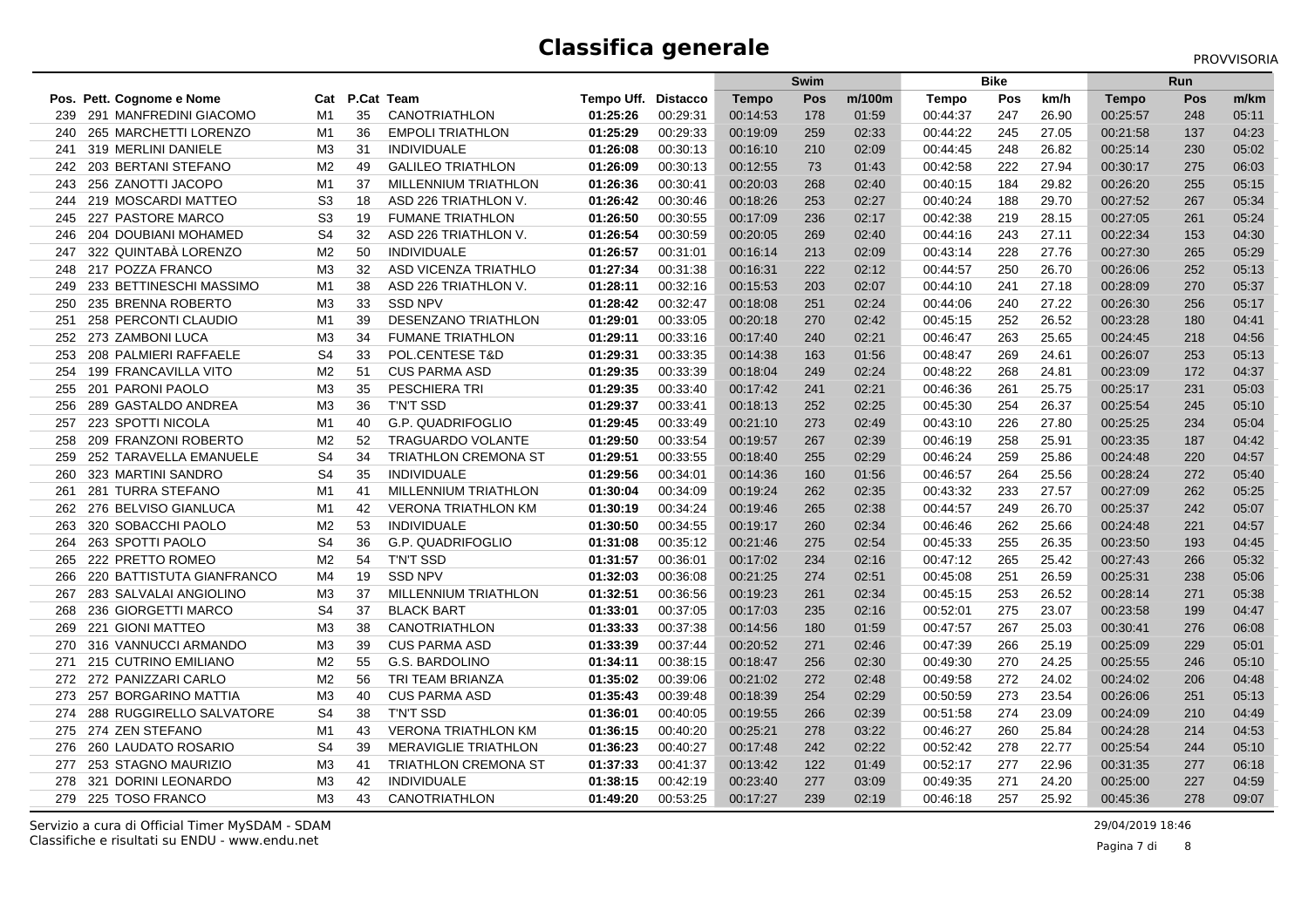# Classifica generale

PROVVISORIA

| Pos. | Pett. | Cognome e Nome | Cat | P.Cat | Team | Tempo Uff. | Distacco | Swim | | | Bike | | | Run | | |
|---|---|---|---|---|---|---|---|---|---|---|---|---|---|---|---|---|
| | | | | | | | | Tempo | Pos | m/100m | Tempo | Pos | km/h | Tempo | Pos | m/km |
| 239 | 291 | MANFREDINI GIACOMO | M1 | 35 | CANOTRIATHLON | 01:25:26 | 00:29:31 | 00:14:53 | 178 | 01:59 | 00:44:37 | 247 | 26.90 | 00:25:57 | 248 | 05:11 |
| 240 | 265 | MARCHETTI LORENZO | M1 | 36 | EMPOLI TRIATHLON | 01:25:29 | 00:29:33 | 00:19:09 | 259 | 02:33 | 00:44:22 | 245 | 27.05 | 00:21:58 | 137 | 04:23 |
| 241 | 319 | MERLINI DANIELE | M3 | 31 | INDIVIDUALE | 01:26:08 | 00:30:13 | 00:16:10 | 210 | 02:09 | 00:44:45 | 248 | 26.82 | 00:25:14 | 230 | 05:02 |
| 242 | 203 | BERTANI STEFANO | M2 | 49 | GALILEO TRIATHLON | 01:26:09 | 00:30:13 | 00:12:55 | 73 | 01:43 | 00:42:58 | 222 | 27.94 | 00:30:17 | 275 | 06:03 |
| 243 | 256 | ZANOTTI JACOPO | M1 | 37 | MILLENNIUM TRIATHLON | 01:26:36 | 00:30:41 | 00:20:03 | 268 | 02:40 | 00:40:15 | 184 | 29.82 | 00:26:20 | 255 | 05:15 |
| 244 | 219 | MOSCARDI MATTEO | S3 | 18 | ASD 226 TRIATHLON V. | 01:26:42 | 00:30:46 | 00:18:26 | 253 | 02:27 | 00:40:24 | 188 | 29.70 | 00:27:52 | 267 | 05:34 |
| 245 | 227 | PASTORE MARCO | S3 | 19 | FUMANE TRIATHLON | 01:26:50 | 00:30:55 | 00:17:09 | 236 | 02:17 | 00:42:38 | 219 | 28.15 | 00:27:05 | 261 | 05:24 |
| 246 | 204 | DOUBIANI MOHAMED | S4 | 32 | ASD 226 TRIATHLON V. | 01:26:54 | 00:30:59 | 00:20:05 | 269 | 02:40 | 00:44:16 | 243 | 27.11 | 00:22:34 | 153 | 04:30 |
| 247 | 322 | QUINTABÀ LORENZO | M2 | 50 | INDIVIDUALE | 01:26:57 | 00:31:01 | 00:16:14 | 213 | 02:09 | 00:43:14 | 228 | 27.76 | 00:27:30 | 265 | 05:29 |
| 248 | 217 | POZZA FRANCO | M3 | 32 | ASD VICENZA TRIATHLO | 01:27:34 | 00:31:38 | 00:16:31 | 222 | 02:12 | 00:44:57 | 250 | 26.70 | 00:26:06 | 252 | 05:13 |
| 249 | 233 | BETTINESCHI MASSIMO | M1 | 38 | ASD 226 TRIATHLON V. | 01:28:11 | 00:32:16 | 00:15:53 | 203 | 02:07 | 00:44:10 | 241 | 27.18 | 00:28:09 | 270 | 05:37 |
| 250 | 235 | BRENNA ROBERTO | M3 | 33 | SSD NPV | 01:28:42 | 00:32:47 | 00:18:08 | 251 | 02:24 | 00:44:06 | 240 | 27.22 | 00:26:30 | 256 | 05:17 |
| 251 | 258 | PERCONTI CLAUDIO | M1 | 39 | DESENZANO TRIATHLON | 01:29:01 | 00:33:05 | 00:20:18 | 270 | 02:42 | 00:45:15 | 252 | 26.52 | 00:23:28 | 180 | 04:41 |
| 252 | 273 | ZAMBONI LUCA | M3 | 34 | FUMANE TRIATHLON | 01:29:11 | 00:33:16 | 00:17:40 | 240 | 02:21 | 00:46:47 | 263 | 25.65 | 00:24:45 | 218 | 04:56 |
| 253 | 208 | PALMIERI RAFFAELE | S4 | 33 | POL.CENTESE T&D | 01:29:31 | 00:33:35 | 00:14:38 | 163 | 01:56 | 00:48:47 | 269 | 24.61 | 00:26:07 | 253 | 05:13 |
| 254 | 199 | FRANCAVILLA VITO | M2 | 51 | CUS PARMA ASD | 01:29:35 | 00:33:39 | 00:18:04 | 249 | 02:24 | 00:48:22 | 268 | 24.81 | 00:23:09 | 172 | 04:37 |
| 255 | 201 | PARONI PAOLO | M3 | 35 | PESCHIERA TRI | 01:29:35 | 00:33:40 | 00:17:42 | 241 | 02:21 | 00:46:36 | 261 | 25.75 | 00:25:17 | 231 | 05:03 |
| 256 | 289 | GASTALDO ANDREA | M3 | 36 | T'N'T SSD | 01:29:37 | 00:33:41 | 00:18:13 | 252 | 02:25 | 00:45:30 | 254 | 26.37 | 00:25:54 | 245 | 05:10 |
| 257 | 223 | SPOTTI NICOLA | M1 | 40 | G.P. QUADRIFOGLIO | 01:29:45 | 00:33:49 | 00:21:10 | 273 | 02:49 | 00:43:10 | 226 | 27.80 | 00:25:25 | 234 | 05:04 |
| 258 | 209 | FRANZONI ROBERTO | M2 | 52 | TRAGUARDO VOLANTE | 01:29:50 | 00:33:54 | 00:19:57 | 267 | 02:39 | 00:46:19 | 258 | 25.91 | 00:23:35 | 187 | 04:42 |
| 259 | 252 | TARAVELLA EMANUELE | S4 | 34 | TRIATHLON CREMONA ST | 01:29:51 | 00:33:55 | 00:18:40 | 255 | 02:29 | 00:46:24 | 259 | 25.86 | 00:24:48 | 220 | 04:57 |
| 260 | 323 | MARTINI SANDRO | S4 | 35 | INDIVIDUALE | 01:29:56 | 00:34:01 | 00:14:36 | 160 | 01:56 | 00:46:57 | 264 | 25.56 | 00:28:24 | 272 | 05:40 |
| 261 | 281 | TURRA STEFANO | M1 | 41 | MILLENNIUM TRIATHLON | 01:30:04 | 00:34:09 | 00:19:24 | 262 | 02:35 | 00:43:32 | 233 | 27.57 | 00:27:09 | 262 | 05:25 |
| 262 | 276 | BELVISO GIANLUCA | M1 | 42 | VERONA TRIATHLON KM | 01:30:19 | 00:34:24 | 00:19:46 | 265 | 02:38 | 00:44:57 | 249 | 26.70 | 00:25:37 | 242 | 05:07 |
| 263 | 320 | SOBACCHI PAOLO | M2 | 53 | INDIVIDUALE | 01:30:50 | 00:34:55 | 00:19:17 | 260 | 02:34 | 00:46:46 | 262 | 25.66 | 00:24:48 | 221 | 04:57 |
| 264 | 263 | SPOTTI PAOLO | S4 | 36 | G.P. QUADRIFOGLIO | 01:31:08 | 00:35:12 | 00:21:46 | 275 | 02:54 | 00:45:33 | 255 | 26.35 | 00:23:50 | 193 | 04:45 |
| 265 | 222 | PRETTO ROMEO | M2 | 54 | T'N'T SSD | 01:31:57 | 00:36:01 | 00:17:02 | 234 | 02:16 | 00:47:12 | 265 | 25.42 | 00:27:43 | 266 | 05:32 |
| 266 | 220 | BATTISTUTA GIANFRANCO | M4 | 19 | SSD NPV | 01:32:03 | 00:36:08 | 00:21:25 | 274 | 02:51 | 00:45:08 | 251 | 26.59 | 00:25:31 | 238 | 05:06 |
| 267 | 283 | SALVALAI ANGIOLINO | M3 | 37 | MILLENNIUM TRIATHLON | 01:32:51 | 00:36:56 | 00:19:23 | 261 | 02:34 | 00:45:15 | 253 | 26.52 | 00:28:14 | 271 | 05:38 |
| 268 | 236 | GIORGETTI MARCO | S4 | 37 | BLACK BART | 01:33:01 | 00:37:05 | 00:17:03 | 235 | 02:16 | 00:52:01 | 275 | 23.07 | 00:23:58 | 199 | 04:47 |
| 269 | 221 | GIONI MATTEO | M3 | 38 | CANOTRIATHLON | 01:33:33 | 00:37:38 | 00:14:56 | 180 | 01:59 | 00:47:57 | 267 | 25.03 | 00:30:41 | 276 | 06:08 |
| 270 | 316 | VANNUCCI ARMANDO | M3 | 39 | CUS PARMA ASD | 01:33:39 | 00:37:44 | 00:20:52 | 271 | 02:46 | 00:47:39 | 266 | 25.19 | 00:25:09 | 229 | 05:01 |
| 271 | 215 | CUTRINO EMILIANO | M2 | 55 | G.S. BARDOLINO | 01:34:11 | 00:38:15 | 00:18:47 | 256 | 02:30 | 00:49:30 | 270 | 24.25 | 00:25:55 | 246 | 05:10 |
| 272 | 272 | PANIZZARI CARLO | M2 | 56 | TRI TEAM BRIANZA | 01:35:02 | 00:39:06 | 00:21:02 | 272 | 02:48 | 00:49:58 | 272 | 24.02 | 00:24:02 | 206 | 04:48 |
| 273 | 257 | BORGARINO MATTIA | M3 | 40 | CUS PARMA ASD | 01:35:43 | 00:39:48 | 00:18:39 | 254 | 02:29 | 00:50:59 | 273 | 23.54 | 00:26:06 | 251 | 05:13 |
| 274 | 288 | RUGGIRELLO SALVATORE | S4 | 38 | T'N'T SSD | 01:36:01 | 00:40:05 | 00:19:55 | 266 | 02:39 | 00:51:58 | 274 | 23.09 | 00:24:09 | 210 | 04:49 |
| 275 | 274 | ZEN STEFANO | M1 | 43 | VERONA TRIATHLON KM | 01:36:15 | 00:40:20 | 00:25:21 | 278 | 03:22 | 00:46:27 | 260 | 25.84 | 00:24:28 | 214 | 04:53 |
| 276 | 260 | LAUDATO ROSARIO | S4 | 39 | MERAVIGLIE TRIATHLON | 01:36:23 | 00:40:27 | 00:17:48 | 242 | 02:22 | 00:52:42 | 278 | 22.77 | 00:25:54 | 244 | 05:10 |
| 277 | 253 | STAGNO MAURIZIO | M3 | 41 | TRIATHLON CREMONA ST | 01:37:33 | 00:41:37 | 00:13:42 | 122 | 01:49 | 00:52:17 | 277 | 22.96 | 00:31:35 | 277 | 06:18 |
| 278 | 321 | DORINI LEONARDO | M3 | 42 | INDIVIDUALE | 01:38:15 | 00:42:19 | 00:23:40 | 277 | 03:09 | 00:49:35 | 271 | 24.20 | 00:25:00 | 227 | 04:59 |
| 279 | 225 | TOSO FRANCO | M3 | 43 | CANOTRIATHLON | 01:49:20 | 00:53:25 | 00:17:27 | 239 | 02:19 | 00:46:18 | 257 | 25.92 | 00:45:36 | 278 | 09:07 |

Servizio a cura di Official Timer MySDAM - SDAM
Classifiche e risultati su ENDU - www.endu.net

29/04/2019 18:46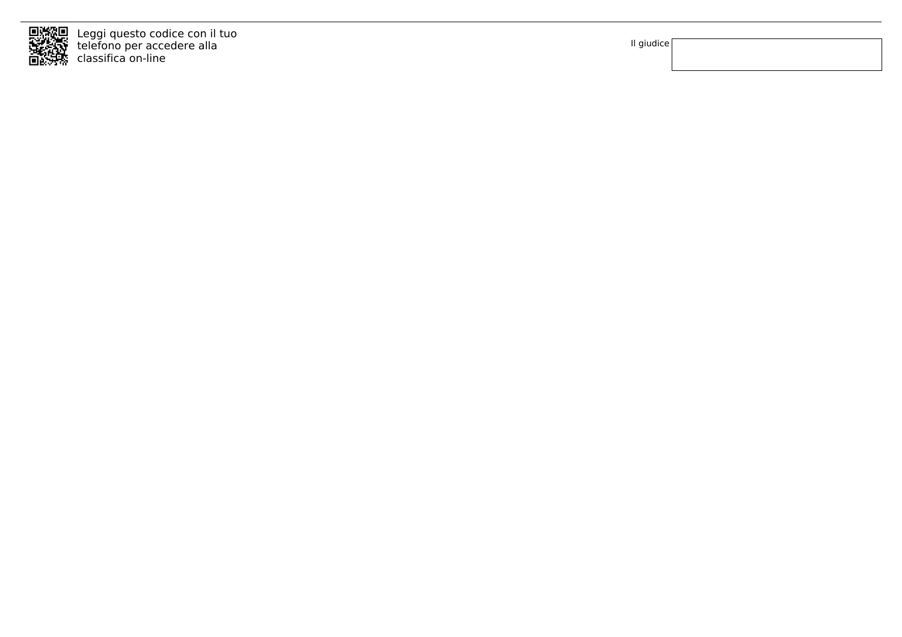Leggi questo codice con il tuo telefono per accedere alla classifica on-line

Il giudice